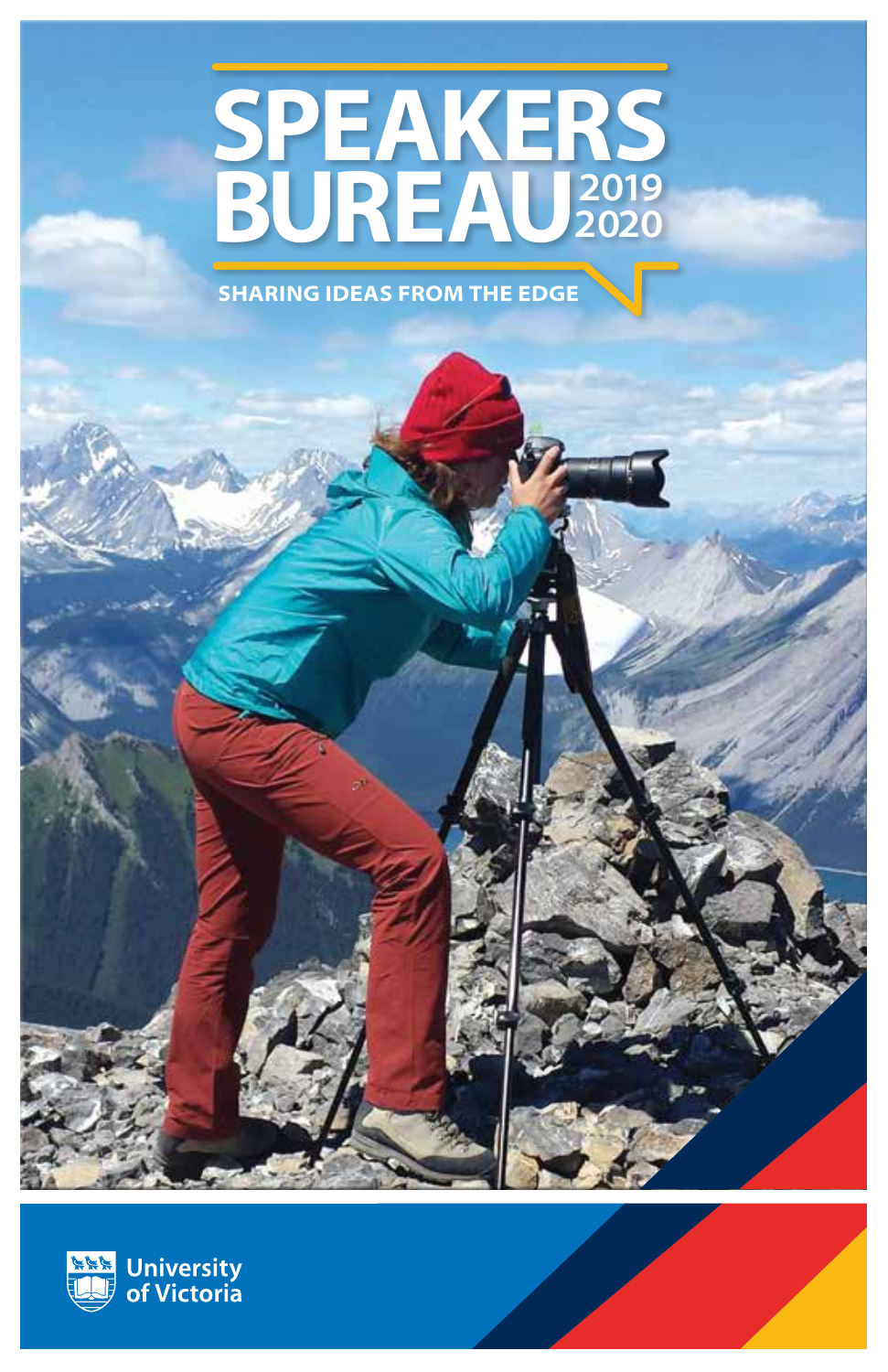# SPEAKERS BUREAU 2019 2020

**SHARING IDEAS FROM THE EDGE**

University of Victoria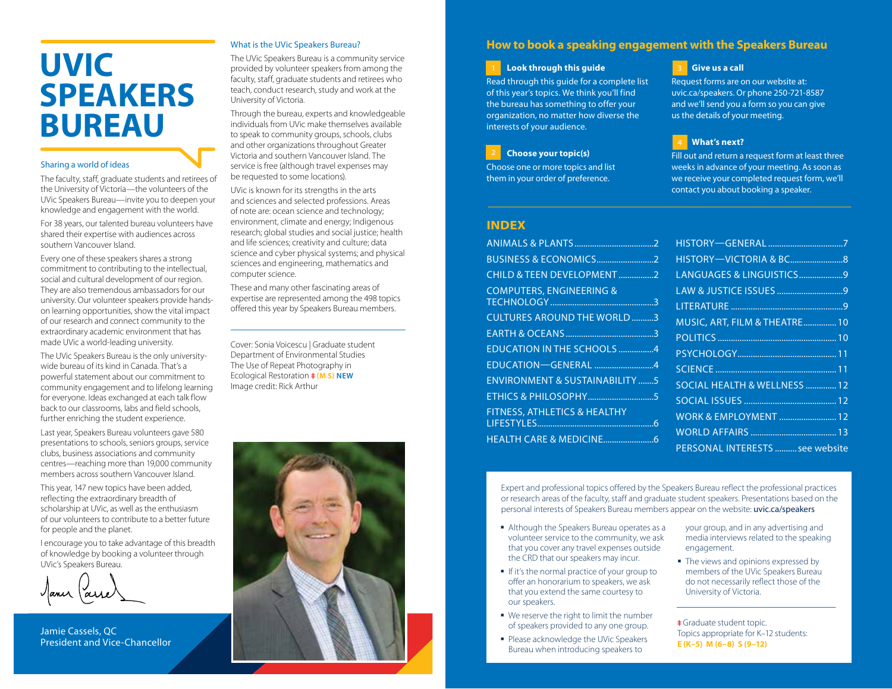# UVIC SPEAKERS BUREAU

## Sharing a world of ideas

The faculty, staff, graduate students and retirees of the University of Victoria—the volunteers of the UVic Speakers Bureau—invite you to deepen your knowledge and engagement with the world.

For 38 years, our talented bureau volunteers have shared their expertise with audiences across southern Vancouver Island.

Every one of these speakers shares a strong commitment to contributing to the intellectual, social and cultural development of our region. They are also tremendous ambassadors for our university. Our volunteer speakers provide hands-on learning opportunities, show the vital impact of our research and connect community to the extraordinary academic environment that has made UVic a world-leading university.

The UVic Speakers Bureau is the only university-wide bureau of its kind in Canada. That's a powerful statement about our commitment to community engagement and to lifelong learning for everyone. Ideas exchanged at each talk flow back to our classrooms, labs and field schools, further enriching the student experience.

Last year, Speakers Bureau volunteers gave 580 presentations to schools, seniors groups, service clubs, business associations and community centres—reaching more than 19,000 community members across southern Vancouver Island.

This year, 147 new topics have been added, reflecting the extraordinary breadth of scholarship at UVic, as well as the enthusiasm of our volunteers to contribute to a better future for people and the planet.

I encourage you to take advantage of this breadth of knowledge by booking a volunteer through UVic's Speakers Bureau.

Jamie Cassels, QC
President and Vice-Chancellor

## What is the UVic Speakers Bureau?

The UVic Speakers Bureau is a community service provided by volunteer speakers from among the faculty, staff, graduate students and retirees who teach, conduct research, study and work at the University of Victoria.

Through the bureau, experts and knowledgeable individuals from UVic make themselves available to speak to community groups, schools, clubs and other organizations throughout Greater Victoria and southern Vancouver Island. The service is free (although travel expenses may be requested to some locations).

UVic is known for its strengths in the arts and sciences and selected professions. Areas of note are: ocean science and technology; environment, climate and energy; Indigenous research; global studies and social justice; health and life sciences; creativity and culture; data science and cyber physical systems; and physical sciences and engineering, mathematics and computer science.

These and many other fascinating areas of expertise are represented among the 498 topics offered this year by Speakers Bureau members.

Cover: Sonia Voicescu | Graduate student
Department of Environmental Studies
The Use of Repeat Photography in Ecological Restoration ‡ (M S) NEW
Image credit: Rick Arthur

## How to book a speaking engagement with the Speakers Bureau

**1 Look through this guide**

Read through this guide for a complete list of this year's topics. We think you'll find the bureau has something to offer your organization, no matter how diverse the interests of your audience.

**2 Choose your topic(s)**

Choose one or more topics and list them in your order of preference.

**3 Give us a call**

Request forms are on our website at: uvic.ca/speakers. Or phone 250-721-8587 and we'll send you a form so you can give us the details of your meeting.

**4 What's next?**

Fill out and return a request form at least three weeks in advance of your meeting. As soon as we receive your completed request form, we'll contact you about booking a speaker.

## INDEX

| Topic | Page |
|---|---|
| ANIMALS & PLANTS | 2 |
| BUSINESS & ECONOMICS | 2 |
| CHILD & TEEN DEVELOPMENT | 2 |
| COMPUTERS, ENGINEERING & TECHNOLOGY | 3 |
| CULTURES AROUND THE WORLD | 3 |
| EARTH & OCEANS | 3 |
| EDUCATION IN THE SCHOOLS | 4 |
| EDUCATION—GENERAL | 4 |
| ENVIRONMENT & SUSTAINABILITY | 5 |
| ETHICS & PHILOSOPHY | 5 |
| FITNESS, ATHLETICS & HEALTHY LIFESTYLES | 6 |
| HEALTH CARE & MEDICINE | 6 |
| HISTORY—GENERAL | 7 |
| HISTORY—VICTORIA & BC | 8 |
| LANGUAGES & LINGUISTICS | 9 |
| LAW & JUSTICE ISSUES | 9 |
| LITERATURE | 9 |
| MUSIC, ART, FILM & THEATRE | 10 |
| POLITICS | 10 |
| PSYCHOLOGY | 11 |
| SCIENCE | 11 |
| SOCIAL HEALTH & WELLNESS | 12 |
| SOCIAL ISSUES | 12 |
| WORK & EMPLOYMENT | 12 |
| WORLD AFFAIRS | 13 |
| PERSONAL INTERESTS | see website |

Expert and professional topics offered by the Speakers Bureau reflect the professional practices or research areas of the faculty, staff and graduate student speakers. Presentations based on the personal interests of Speakers Bureau members appear on the website: uvic.ca/speakers

- Although the Speakers Bureau operates as a volunteer service to the community, we ask that you cover any travel expenses outside the CRD that our speakers may incur.
- If it's the normal practice of your group to offer an honorarium to speakers, we ask that you extend the same courtesy to our speakers.
- We reserve the right to limit the number of speakers provided to any one group.
- Please acknowledge the UVic Speakers Bureau when introducing speakers to your group, and in any advertising and media interviews related to the speaking engagement.
- The views and opinions expressed by members of the UVic Speakers Bureau do not necessarily reflect those of the University of Victoria.

‡ Graduate student topic.
Topics appropriate for K–12 students:
**E (K–5) M (6–8) S (9–12)**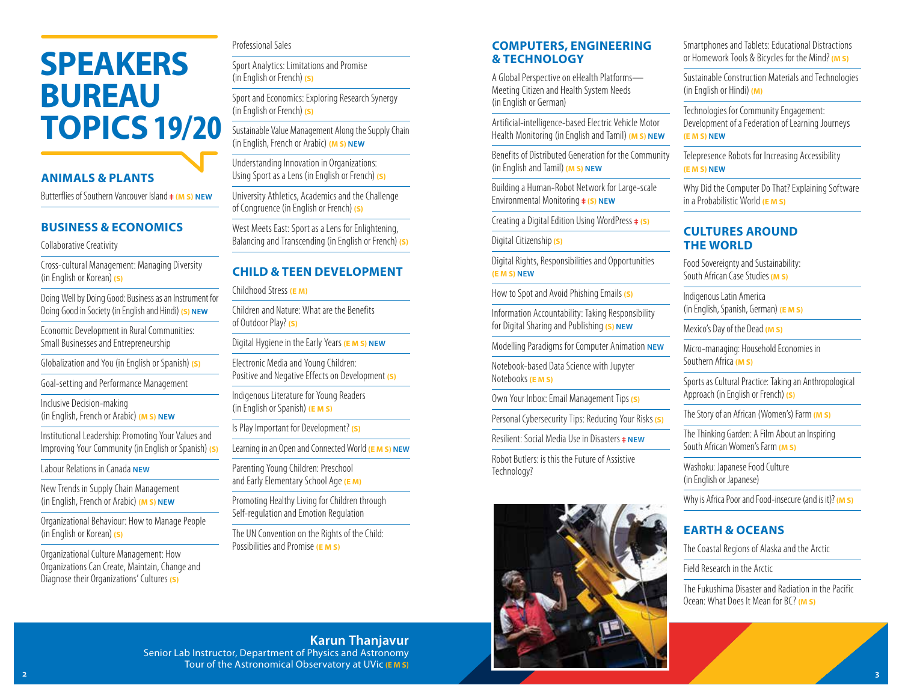# SPEAKERS BUREAU TOPICS 19/20

## ANIMALS & PLANTS

Butterflies of Southern Vancouver Island ‡ (M S) NEW

## BUSINESS & ECONOMICS

Collaborative Creativity

Cross-cultural Management: Managing Diversity (in English or Korean) (S)

Doing Well by Doing Good: Business as an Instrument for Doing Good in Society (in English and Hindi) (S) NEW

Economic Development in Rural Communities: Small Businesses and Entrepreneurship

Globalization and You (in English or Spanish) (S)

Goal-setting and Performance Management

Inclusive Decision-making (in English, French or Arabic) (M S) NEW

Institutional Leadership: Promoting Your Values and Improving Your Community (in English or Spanish) (S)

Labour Relations in Canada NEW

New Trends in Supply Chain Management (in English, French or Arabic) (M S) NEW

Organizational Behaviour: How to Manage People (in English or Korean) (S)

Organizational Culture Management: How Organizations Can Create, Maintain, Change and Diagnose their Organizations' Cultures (S)

Professional Sales

Sport Analytics: Limitations and Promise (in English or French) (S)

Sport and Economics: Exploring Research Synergy (in English or French) (S)

Sustainable Value Management Along the Supply Chain (in English, French or Arabic) (M S) NEW

Understanding Innovation in Organizations: Using Sport as a Lens (in English or French) (S)

University Athletics, Academics and the Challenge of Congruence (in English or French) (S)

West Meets East: Sport as a Lens for Enlightening, Balancing and Transcending (in English or French) (S)

## CHILD & TEEN DEVELOPMENT

Childhood Stress (E M)

Children and Nature: What are the Benefits of Outdoor Play? (S)

Digital Hygiene in the Early Years (E M S) NEW

Electronic Media and Young Children: Positive and Negative Effects on Development (S)

Indigenous Literature for Young Readers (in English or Spanish) (E M S)

Is Play Important for Development? (S)

Learning in an Open and Connected World (E M S) NEW

Parenting Young Children: Preschool and Early Elementary School Age (E M)

Promoting Healthy Living for Children through Self-regulation and Emotion Regulation

The UN Convention on the Rights of the Child: Possibilities and Promise (E M S)

**Karun Thanjavur**
Senior Lab Instructor, Department of Physics and Astronomy
Tour of the Astronomical Observatory at UVic (E M S)

## COMPUTERS, ENGINEERING & TECHNOLOGY

A Global Perspective on eHealth Platforms—Meeting Citizen and Health System Needs (in English or German)

Artificial-intelligence-based Electric Vehicle Motor Health Monitoring (in English and Tamil) (M S) NEW

Benefits of Distributed Generation for the Community (in English and Tamil) (M S) NEW

Building a Human-Robot Network for Large-scale Environmental Monitoring ‡ (S) NEW

Creating a Digital Edition Using WordPress ‡ (S)

Digital Citizenship (S)

Digital Rights, Responsibilities and Opportunities (E M S) NEW

How to Spot and Avoid Phishing Emails (S)

Information Accountability: Taking Responsibility for Digital Sharing and Publishing (S) NEW

Modelling Paradigms for Computer Animation NEW

Notebook-based Data Science with Jupyter Notebooks (E M S)

Own Your Inbox: Email Management Tips (S)

Personal Cybersecurity Tips: Reducing Your Risks (S)

Resilient: Social Media Use in Disasters ‡ NEW

Robot Butlers: is this the Future of Assistive Technology?

Smartphones and Tablets: Educational Distractions or Homework Tools & Bicycles for the Mind? (M S)

Sustainable Construction Materials and Technologies (in English or Hindi) (M)

Technologies for Community Engagement: Development of a Federation of Learning Journeys (E M S) NEW

Telepresence Robots for Increasing Accessibility (E M S) NEW

Why Did the Computer Do That? Explaining Software in a Probabilistic World (E M S)

## CULTURES AROUND THE WORLD

Food Sovereignty and Sustainability: South African Case Studies (M S)

Indigenous Latin America (in English, Spanish, German) (E M S)

Mexico's Day of the Dead (M S)

Micro-managing: Household Economies in Southern Africa (M S)

Sports as Cultural Practice: Taking an Anthropological Approach (in English or French) (S)

The Story of an African (Women's) Farm (M S)

The Thinking Garden: A Film About an Inspiring South African Women's Farm (M S)

Washoku: Japanese Food Culture (in English or Japanese)

Why is Africa Poor and Food-insecure (and is it)? (M S)

## EARTH & OCEANS

The Coastal Regions of Alaska and the Arctic

Field Research in the Arctic

The Fukushima Disaster and Radiation in the Pacific Ocean: What Does It Mean for BC? (M S)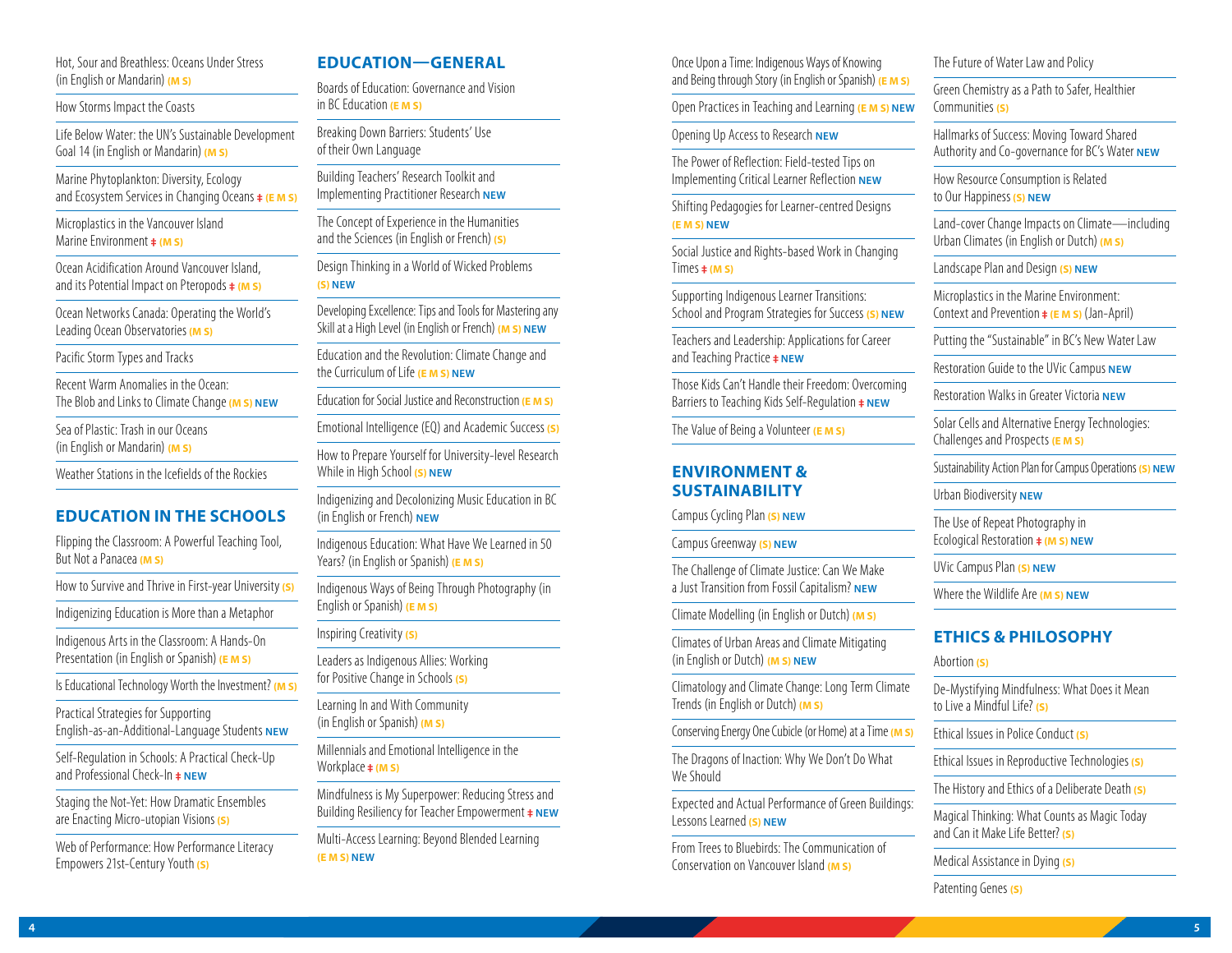Hot, Sour and Breathless: Oceans Under Stress (in English or Mandarin) **(M S)**

How Storms Impact the Coasts

Life Below Water: the UN's Sustainable Development Goal 14 (in English or Mandarin) **(M S)**

Marine Phytoplankton: Diversity, Ecology and Ecosystem Services in Changing Oceans ‡ **(E M S)**

Microplastics in the Vancouver Island Marine Environment ‡ **(M S)**

Ocean Acidification Around Vancouver Island, and its Potential Impact on Pteropods ‡ **(M S)**

Ocean Networks Canada: Operating the World's Leading Ocean Observatories **(M S)**

Pacific Storm Types and Tracks

Recent Warm Anomalies in the Ocean: The Blob and Links to Climate Change **(M S) NEW**

Sea of Plastic: Trash in our Oceans (in English or Mandarin) **(M S)**

Weather Stations in the Icefields of the Rockies

## EDUCATION IN THE SCHOOLS

Flipping the Classroom: A Powerful Teaching Tool, But Not a Panacea **(M S)**

How to Survive and Thrive in First-year University **(S)**

Indigenizing Education is More than a Metaphor

Indigenous Arts in the Classroom: A Hands-On Presentation (in English or Spanish) **(E M S)**

Is Educational Technology Worth the Investment? **(M S)**

Practical Strategies for Supporting English-as-an-Additional-Language Students **NEW**

Self-Regulation in Schools: A Practical Check-Up and Professional Check-In ‡ **NEW**

Staging the Not-Yet: How Dramatic Ensembles are Enacting Micro-utopian Visions **(S)**

Web of Performance: How Performance Literacy Empowers 21st-Century Youth **(S)**

## EDUCATION—GENERAL

Boards of Education: Governance and Vision in BC Education **(E M S)**

Breaking Down Barriers: Students' Use of their Own Language

Building Teachers' Research Toolkit and Implementing Practitioner Research **NEW**

The Concept of Experience in the Humanities and the Sciences (in English or French) **(S)**

Design Thinking in a World of Wicked Problems **(S) NEW**

Developing Excellence: Tips and Tools for Mastering any Skill at a High Level (in English or French) **(M S) NEW**

Education and the Revolution: Climate Change and the Curriculum of Life **(E M S) NEW**

Education for Social Justice and Reconstruction **(E M S)**

Emotional Intelligence (EQ) and Academic Success **(S)**

How to Prepare Yourself for University-level Research While in High School **(S) NEW**

Indigenizing and Decolonizing Music Education in BC (in English or French) **NEW**

Indigenous Education: What Have We Learned in 50 Years? (in English or Spanish) **(E M S)**

Indigenous Ways of Being Through Photography (in English or Spanish) **(E M S)**

Inspiring Creativity **(S)**

Leaders as Indigenous Allies: Working for Positive Change in Schools **(S)**

Learning In and With Community (in English or Spanish) **(M S)**

Millennials and Emotional Intelligence in the Workplace ‡ **(M S)**

Mindfulness is My Superpower: Reducing Stress and Building Resiliency for Teacher Empowerment ‡ **NEW**

Multi-Access Learning: Beyond Blended Learning **(E M S) NEW**

Once Upon a Time: Indigenous Ways of Knowing and Being through Story (in English or Spanish) **(E M S)**

Open Practices in Teaching and Learning **(E M S) NEW**

Opening Up Access to Research **NEW**

The Power of Reflection: Field-tested Tips on Implementing Critical Learner Reflection **NEW**

Shifting Pedagogies for Learner-centred Designs **(E M S) NEW**

Social Justice and Rights-based Work in Changing Times ‡ **(M S)**

Supporting Indigenous Learner Transitions: School and Program Strategies for Success **(S) NEW**

Teachers and Leadership: Applications for Career and Teaching Practice ‡ **NEW**

Those Kids Can't Handle their Freedom: Overcoming Barriers to Teaching Kids Self-Regulation ‡ **NEW**

The Value of Being a Volunteer **(E M S)**

## ENVIRONMENT & SUSTAINABILITY

Campus Cycling Plan **(S) NEW**

Campus Greenway **(S) NEW**

The Challenge of Climate Justice: Can We Make a Just Transition from Fossil Capitalism? **NEW**

Climate Modelling (in English or Dutch) **(M S)**

Climates of Urban Areas and Climate Mitigating (in English or Dutch) **(M S) NEW**

Climatology and Climate Change: Long Term Climate Trends (in English or Dutch) **(M S)**

Conserving Energy One Cubicle (or Home) at a Time **(M S)**

The Dragons of Inaction: Why We Don't Do What We Should

Expected and Actual Performance of Green Buildings: Lessons Learned **(S) NEW**

From Trees to Bluebirds: The Communication of Conservation on Vancouver Island **(M S)**

The Future of Water Law and Policy

Green Chemistry as a Path to Safer, Healthier Communities **(S)**

Hallmarks of Success: Moving Toward Shared Authority and Co-governance for BC's Water **NEW**

How Resource Consumption is Related to Our Happiness **(S) NEW**

Land-cover Change Impacts on Climate—including Urban Climates (in English or Dutch) **(M S)**

Landscape Plan and Design **(S) NEW**

Microplastics in the Marine Environment: Context and Prevention ‡ **(E M S)** (Jan-April)

Putting the "Sustainable" in BC's New Water Law

Restoration Guide to the UVic Campus **NEW**

Restoration Walks in Greater Victoria **NEW**

Solar Cells and Alternative Energy Technologies: Challenges and Prospects **(E M S)**

Sustainability Action Plan for Campus Operations **(S) NEW**

Urban Biodiversity **NEW**

The Use of Repeat Photography in Ecological Restoration ‡ **(M S) NEW**

UVic Campus Plan **(S) NEW**

Where the Wildlife Are **(M S) NEW**

## ETHICS & PHILOSOPHY

Abortion **(S)**

De-Mystifying Mindfulness: What Does it Mean to Live a Mindful Life? **(S)**

Ethical Issues in Police Conduct **(S)**

Ethical Issues in Reproductive Technologies **(S)**

The History and Ethics of a Deliberate Death **(S)**

Magical Thinking: What Counts as Magic Today and Can it Make Life Better? **(S)**

Medical Assistance in Dying **(S)**

Patenting Genes **(S)**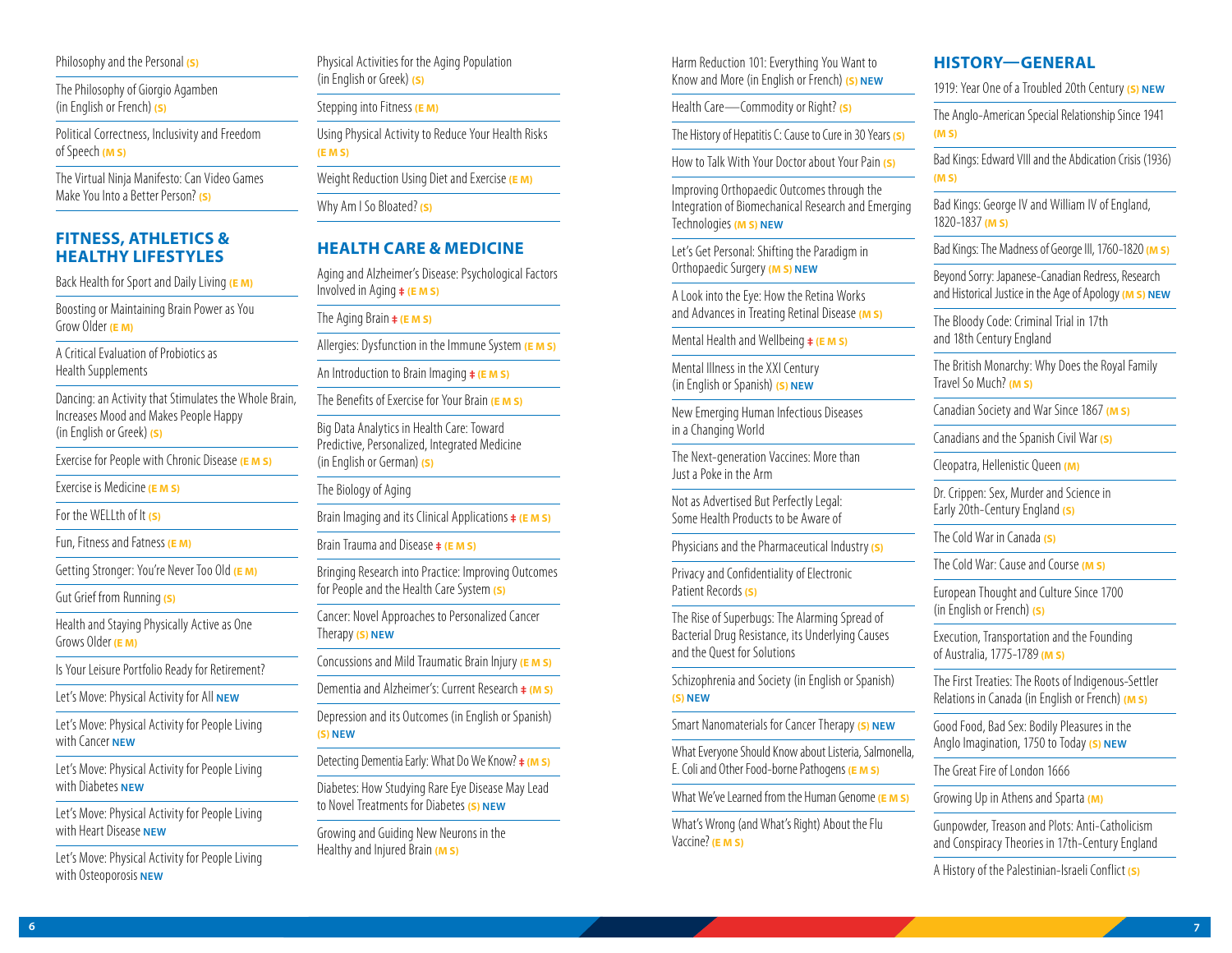Philosophy and the Personal (S)

The Philosophy of Giorgio Agamben (in English or French) (S)

Political Correctness, Inclusivity and Freedom of Speech (M S)

The Virtual Ninja Manifesto: Can Video Games Make You Into a Better Person? (S)

## FITNESS, ATHLETICS & HEALTHY LIFESTYLES

Back Health for Sport and Daily Living (E M)

Boosting or Maintaining Brain Power as You Grow Older (E M)

A Critical Evaluation of Probiotics as Health Supplements

Dancing: an Activity that Stimulates the Whole Brain, Increases Mood and Makes People Happy (in English or Greek) (S)

Exercise for People with Chronic Disease (E M S)

Exercise is Medicine (E M S)

For the WELLth of It (S)

Fun, Fitness and Fatness (E M)

Getting Stronger: You're Never Too Old (E M)

Gut Grief from Running (S)

Health and Staying Physically Active as One Grows Older (E M)

Is Your Leisure Portfolio Ready for Retirement?

Let's Move: Physical Activity for All **NEW**

Let's Move: Physical Activity for People Living with Cancer **NEW**

Let's Move: Physical Activity for People Living with Diabetes **NEW**

Let's Move: Physical Activity for People Living with Heart Disease **NEW**

Let's Move: Physical Activity for People Living with Osteoporosis **NEW**

Physical Activities for the Aging Population (in English or Greek) (S)

Stepping into Fitness (E M)

Using Physical Activity to Reduce Your Health Risks (E M S)

Weight Reduction Using Diet and Exercise (E M)

Why Am I So Bloated? (S)

## HEALTH CARE & MEDICINE

Aging and Alzheimer's Disease: Psychological Factors Involved in Aging ‡ (E M S)

The Aging Brain ‡ (E M S)

Allergies: Dysfunction in the Immune System (E M S)

An Introduction to Brain Imaging ‡ (E M S)

The Benefits of Exercise for Your Brain (E M S)

Big Data Analytics in Health Care: Toward Predictive, Personalized, Integrated Medicine (in English or German) (S)

The Biology of Aging

Brain Imaging and its Clinical Applications ‡ (E M S)

Brain Trauma and Disease ‡ (E M S)

Bringing Research into Practice: Improving Outcomes for People and the Health Care System (S)

Cancer: Novel Approaches to Personalized Cancer Therapy (S) **NEW**

Concussions and Mild Traumatic Brain Injury (E M S)

Dementia and Alzheimer's: Current Research ‡ (M S)

Depression and its Outcomes (in English or Spanish) (S) **NEW**

Detecting Dementia Early: What Do We Know? ‡ (M S)

Diabetes: How Studying Rare Eye Disease May Lead to Novel Treatments for Diabetes (S) **NEW**

Growing and Guiding New Neurons in the Healthy and Injured Brain (M S)

Harm Reduction 101: Everything You Want to Know and More (in English or French) (S) **NEW**

Health Care—Commodity or Right? (S)

The History of Hepatitis C: Cause to Cure in 30 Years (S)

How to Talk With Your Doctor about Your Pain (S)

Improving Orthopaedic Outcomes through the Integration of Biomechanical Research and Emerging Technologies (M S) **NEW**

Let's Get Personal: Shifting the Paradigm in Orthopaedic Surgery (M S) **NEW**

A Look into the Eye: How the Retina Works and Advances in Treating Retinal Disease (M S)

Mental Health and Wellbeing ‡ (E M S)

Mental Illness in the XXI Century (in English or Spanish) (S) **NEW**

New Emerging Human Infectious Diseases in a Changing World

The Next-generation Vaccines: More than Just a Poke in the Arm

Not as Advertised But Perfectly Legal: Some Health Products to be Aware of

Physicians and the Pharmaceutical Industry (S)

Privacy and Confidentiality of Electronic Patient Records (S)

The Rise of Superbugs: The Alarming Spread of Bacterial Drug Resistance, its Underlying Causes and the Quest for Solutions

Schizophrenia and Society (in English or Spanish) (S) **NEW**

Smart Nanomaterials for Cancer Therapy (S) **NEW**

What Everyone Should Know about Listeria, Salmonella, E. Coli and Other Food-borne Pathogens (E M S)

What We've Learned from the Human Genome (E M S)

What's Wrong (and What's Right) About the Flu Vaccine? (E M S)

## HISTORY—GENERAL

1919: Year One of a Troubled 20th Century (S) **NEW**

The Anglo-American Special Relationship Since 1941 (M S)

Bad Kings: Edward VIII and the Abdication Crisis (1936) (M S)

Bad Kings: George IV and William IV of England, 1820-1837 (M S)

Bad Kings: The Madness of George III, 1760-1820 (M S)

Beyond Sorry: Japanese-Canadian Redress, Research and Historical Justice in the Age of Apology (M S) **NEW**

The Bloody Code: Criminal Trial in 17th and 18th Century England

The British Monarchy: Why Does the Royal Family Travel So Much? (M S)

Canadian Society and War Since 1867 (M S)

Canadians and the Spanish Civil War (S)

Cleopatra, Hellenistic Queen (M)

Dr. Crippen: Sex, Murder and Science in Early 20th-Century England (S)

The Cold War in Canada (S)

The Cold War: Cause and Course (M S)

European Thought and Culture Since 1700 (in English or French) (S)

Execution, Transportation and the Founding of Australia, 1775-1789 (M S)

The First Treaties: The Roots of Indigenous-Settler Relations in Canada (in English or French) (M S)

Good Food, Bad Sex: Bodily Pleasures in the Anglo Imagination, 1750 to Today (S) **NEW**

The Great Fire of London 1666

Growing Up in Athens and Sparta (M)

Gunpowder, Treason and Plots: Anti-Catholicism and Conspiracy Theories in 17th-Century England

A History of the Palestinian-Israeli Conflict (S)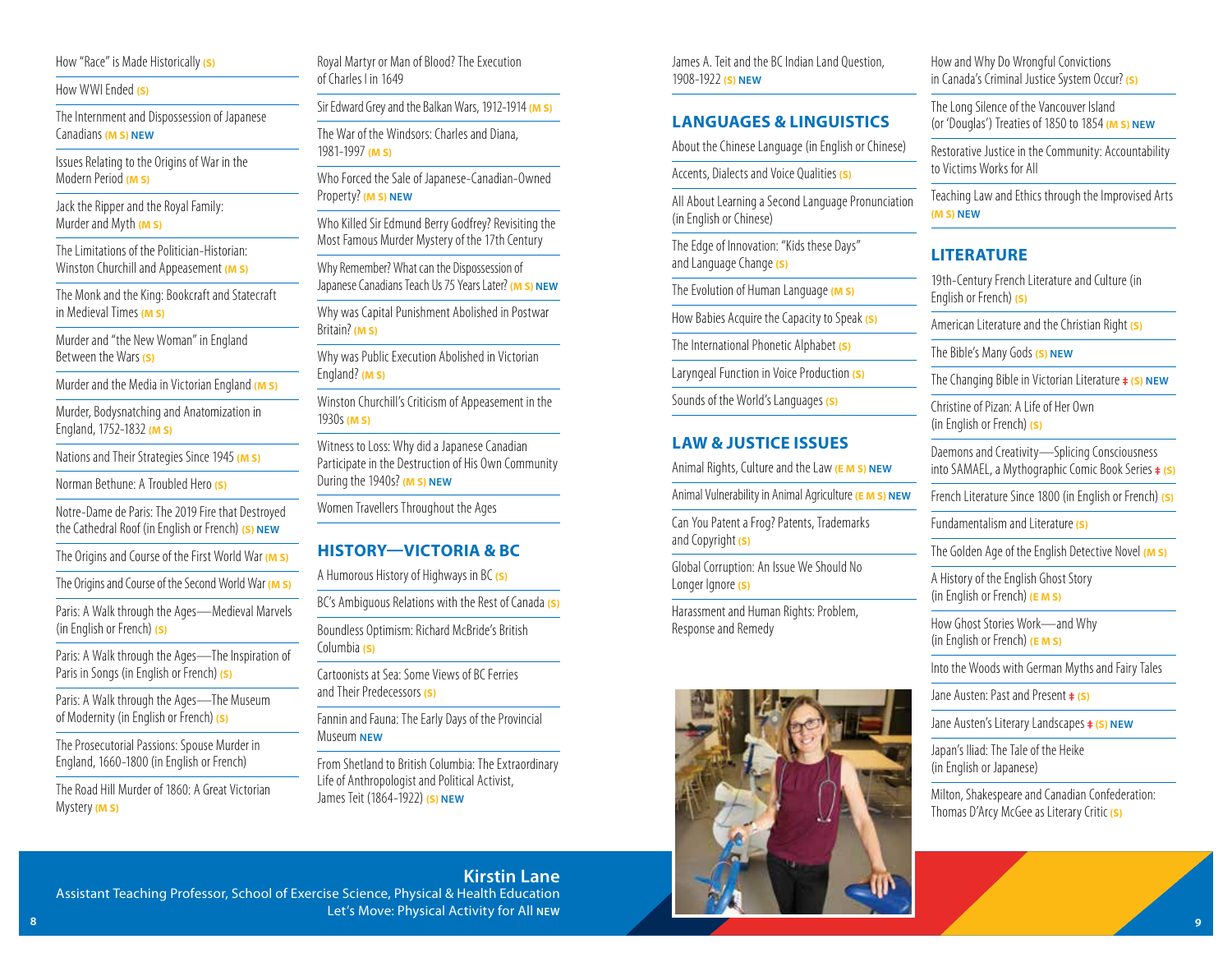How "Race" is Made Historically (S)

How WWI Ended (S)

The Internment and Dispossession of Japanese Canadians (M S) NEW

Issues Relating to the Origins of War in the Modern Period (M S)

Jack the Ripper and the Royal Family: Murder and Myth (M S)

The Limitations of the Politician-Historian: Winston Churchill and Appeasement (M S)

The Monk and the King: Bookcraft and Statecraft in Medieval Times (M S)

Murder and "the New Woman" in England Between the Wars (S)

Murder and the Media in Victorian England (M S)

Murder, Bodysnatching and Anatomization in England, 1752-1832 (M S)

Nations and Their Strategies Since 1945 (M S)

Norman Bethune: A Troubled Hero (S)

Notre-Dame de Paris: The 2019 Fire that Destroyed the Cathedral Roof (in English or French) (S) NEW

The Origins and Course of the First World War (M S)

The Origins and Course of the Second World War (M S)

Paris: A Walk through the Ages—Medieval Marvels (in English or French) (S)

Paris: A Walk through the Ages—The Inspiration of Paris in Songs (in English or French) (S)

Paris: A Walk through the Ages—The Museum of Modernity (in English or French) (S)

The Prosecutorial Passions: Spouse Murder in England, 1660-1800 (in English or French)

The Road Hill Murder of 1860: A Great Victorian Mystery (M S)

Royal Martyr or Man of Blood? The Execution of Charles I in 1649

Sir Edward Grey and the Balkan Wars, 1912-1914 (M S)

The War of the Windsors: Charles and Diana, 1981-1997 (M S)

Who Forced the Sale of Japanese-Canadian-Owned Property? (M S) NEW

Who Killed Sir Edmund Berry Godfrey? Revisiting the Most Famous Murder Mystery of the 17th Century

Why Remember? What can the Dispossession of Japanese Canadians Teach Us 75 Years Later? (M S) NEW

Why was Capital Punishment Abolished in Postwar Britain? (M S)

Why was Public Execution Abolished in Victorian England? (M S)

Winston Churchill's Criticism of Appeasement in the 1930s (M S)

Witness to Loss: Why did a Japanese Canadian Participate in the Destruction of His Own Community During the 1940s? (M S) NEW

Women Travellers Throughout the Ages

## HISTORY—VICTORIA & BC

A Humorous History of Highways in BC (S)

BC's Ambiguous Relations with the Rest of Canada (S)

Boundless Optimism: Richard McBride's British Columbia (S)

Cartoonists at Sea: Some Views of BC Ferries and Their Predecessors (S)

Fannin and Fauna: The Early Days of the Provincial Museum NEW

From Shetland to British Columbia: The Extraordinary Life of Anthropologist and Political Activist, James Teit (1864-1922) (S) NEW

James A. Teit and the BC Indian Land Question, 1908-1922 (S) NEW

## LANGUAGES & LINGUISTICS

About the Chinese Language (in English or Chinese)

Accents, Dialects and Voice Qualities (S)

All About Learning a Second Language Pronunciation (in English or Chinese)

The Edge of Innovation: "Kids these Days" and Language Change (S)

The Evolution of Human Language (M S)

How Babies Acquire the Capacity to Speak (S)

The International Phonetic Alphabet (S)

Laryngeal Function in Voice Production (S)

Sounds of the World's Languages (S)

## LAW & JUSTICE ISSUES

Animal Rights, Culture and the Law (E M S) NEW

Animal Vulnerability in Animal Agriculture (E M S) NEW

Can You Patent a Frog? Patents, Trademarks and Copyright (S)

Global Corruption: An Issue We Should No Longer Ignore (S)

Harassment and Human Rights: Problem, Response and Remedy

How and Why Do Wrongful Convictions in Canada's Criminal Justice System Occur? (S)

The Long Silence of the Vancouver Island (or 'Douglas') Treaties of 1850 to 1854 (M S) NEW

Restorative Justice in the Community: Accountability to Victims Works for All

Teaching Law and Ethics through the Improvised Arts (M S) NEW

## LITERATURE

19th-Century French Literature and Culture (in English or French) (S)

American Literature and the Christian Right (S)

The Bible's Many Gods (S) NEW

The Changing Bible in Victorian Literature ‡ (S) NEW

Christine de Pizan: A Life of Her Own (in English or French) (S)

Daemons and Creativity—Splicing Consciousness into SAMAEL, a Mythographic Comic Book Series ‡ (S)

French Literature Since 1800 (in English or French) (S)

Fundamentalism and Literature (S)

The Golden Age of the English Detective Novel (M S)

A History of the English Ghost Story (in English or French) (E M S)

How Ghost Stories Work—and Why (in English or French) (E M S)

Into the Woods with German Myths and Fairy Tales

Jane Austen: Past and Present ‡ (S)

Jane Austen's Literary Landscapes ‡ (S) NEW

Japan's Iliad: The Tale of the Heike (in English or Japanese)

Milton, Shakespeare and Canadian Confederation: Thomas D'Arcy McGee as Literary Critic (S)

**Kirstin Lane**
Assistant Teaching Professor, School of Exercise Science, Physical & Health Education
Let's Move: Physical Activity for All NEW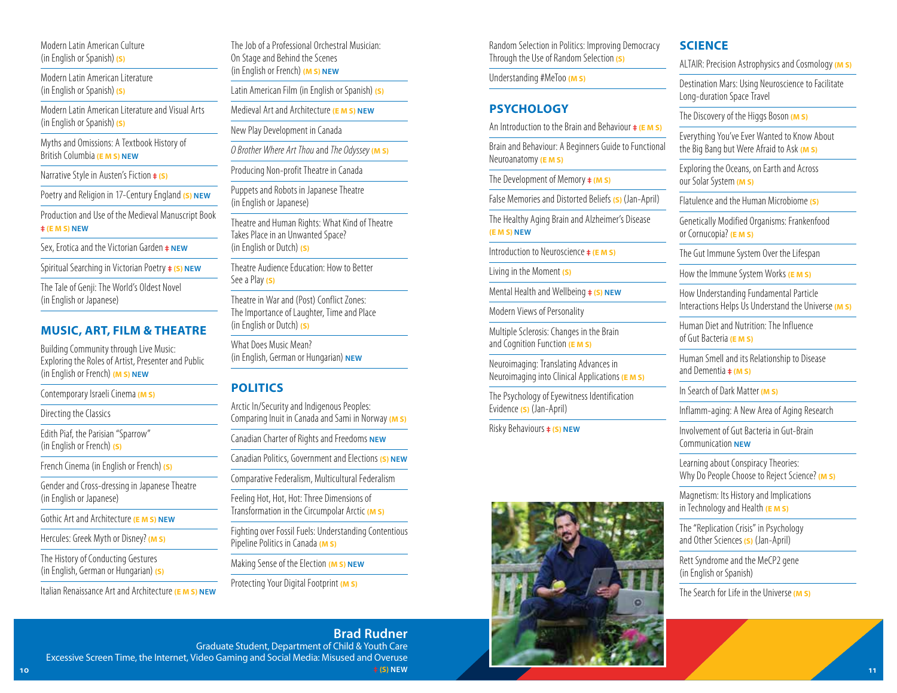Modern Latin American Culture (in English or Spanish) (S)

Modern Latin American Literature (in English or Spanish) (S)

Modern Latin American Literature and Visual Arts (in English or Spanish) (S)

Myths and Omissions: A Textbook History of British Columbia (E M S) NEW

Narrative Style in Austen's Fiction ‡ (S)

Poetry and Religion in 17-Century England (S) NEW

Production and Use of the Medieval Manuscript Book ‡ (E M S) NEW

Sex, Erotica and the Victorian Garden ‡ NEW

Spiritual Searching in Victorian Poetry ‡ (S) NEW

The Tale of Genji: The World's Oldest Novel (in English or Japanese)

## MUSIC, ART, FILM & THEATRE

Building Community through Live Music: Exploring the Roles of Artist, Presenter and Public (in English or French) (M S) NEW

Contemporary Israeli Cinema (M S)

Directing the Classics

Edith Piaf, the Parisian "Sparrow" (in English or French) (S)

French Cinema (in English or French) (S)

Gender and Cross-dressing in Japanese Theatre (in English or Japanese)

Gothic Art and Architecture (E M S) NEW

Hercules: Greek Myth or Disney? (M S)

The History of Conducting Gestures (in English, German or Hungarian) (S)

Italian Renaissance Art and Architecture (E M S) NEW

The Job of a Professional Orchestral Musician: On Stage and Behind the Scenes (in English or French) (M S) NEW

Latin American Film (in English or Spanish) (S)

Medieval Art and Architecture (E M S) NEW

New Play Development in Canada

*O Brother Where Art Thou* and *The Odyssey* (M S)

Producing Non-profit Theatre in Canada

Puppets and Robots in Japanese Theatre (in English or Japanese)

Theatre and Human Rights: What Kind of Theatre Takes Place in an Unwanted Space? (in English or Dutch) (S)

Theatre Audience Education: How to Better See a Play (S)

Theatre in War and (Post) Conflict Zones: The Importance of Laughter, Time and Place (in English or Dutch) (S)

What Does Music Mean? (in English, German or Hungarian) NEW

## POLITICS

Arctic In/Security and Indigenous Peoples: Comparing Inuit in Canada and Sami in Norway (M S)

Canadian Charter of Rights and Freedoms NEW

Canadian Politics, Government and Elections (S) NEW

Comparative Federalism, Multicultural Federalism

Feeling Hot, Hot, Hot: Three Dimensions of Transformation in the Circumpolar Arctic (M S)

Fighting over Fossil Fuels: Understanding Contentious Pipeline Politics in Canada (M S)

Making Sense of the Election (M S) NEW

Protecting Your Digital Footprint (M S)

Random Selection in Politics: Improving Democracy Through the Use of Random Selection (S)

Understanding #MeToo (M S)

## PSYCHOLOGY

An Introduction to the Brain and Behaviour ‡ (E M S)

Brain and Behaviour: A Beginners Guide to Functional Neuroanatomy (E M S)

The Development of Memory ‡ (M S)

False Memories and Distorted Beliefs (S) (Jan-April)

The Healthy Aging Brain and Alzheimer's Disease (E M S) NEW

Introduction to Neuroscience ‡ (E M S)

Living in the Moment (S)

Mental Health and Wellbeing ‡ (S) NEW

Modern Views of Personality

Multiple Sclerosis: Changes in the Brain and Cognition Function (E M S)

Neuroimaging: Translating Advances in Neuroimaging into Clinical Applications (E M S)

The Psychology of Eyewitness Identification Evidence (S) (Jan-April)

Risky Behaviours ‡ (S) NEW

## SCIENCE

ALTAIR: Precision Astrophysics and Cosmology (M S)

Destination Mars: Using Neuroscience to Facilitate Long-duration Space Travel

The Discovery of the Higgs Boson (M S)

Everything You've Ever Wanted to Know About the Big Bang but Were Afraid to Ask (M S)

Exploring the Oceans, on Earth and Across our Solar System (M S)

Flatulence and the Human Microbiome (S)

Genetically Modified Organisms: Frankenfood or Cornucopia? (E M S)

The Gut Immune System Over the Lifespan

How the Immune System Works (E M S)

How Understanding Fundamental Particle Interactions Helps Us Understand the Universe (M S)

Human Diet and Nutrition: The Influence of Gut Bacteria (E M S)

Human Smell and its Relationship to Disease and Dementia ‡ (M S)

In Search of Dark Matter (M S)

Inflamm-aging: A New Area of Aging Research

Involvement of Gut Bacteria in Gut-Brain Communication NEW

Learning about Conspiracy Theories: Why Do People Choose to Reject Science? (M S)

Magnetism: Its History and Implications in Technology and Health (E M S)

The "Replication Crisis" in Psychology and Other Sciences (S) (Jan-April)

Rett Syndrome and the MeCP2 gene (in English or Spanish)

The Search for Life in the Universe (M S)

**Brad Rudner**
Graduate Student, Department of Child & Youth Care
Excessive Screen Time, the Internet, Video Gaming and Social Media: Misused and Overuse
‡ (S) NEW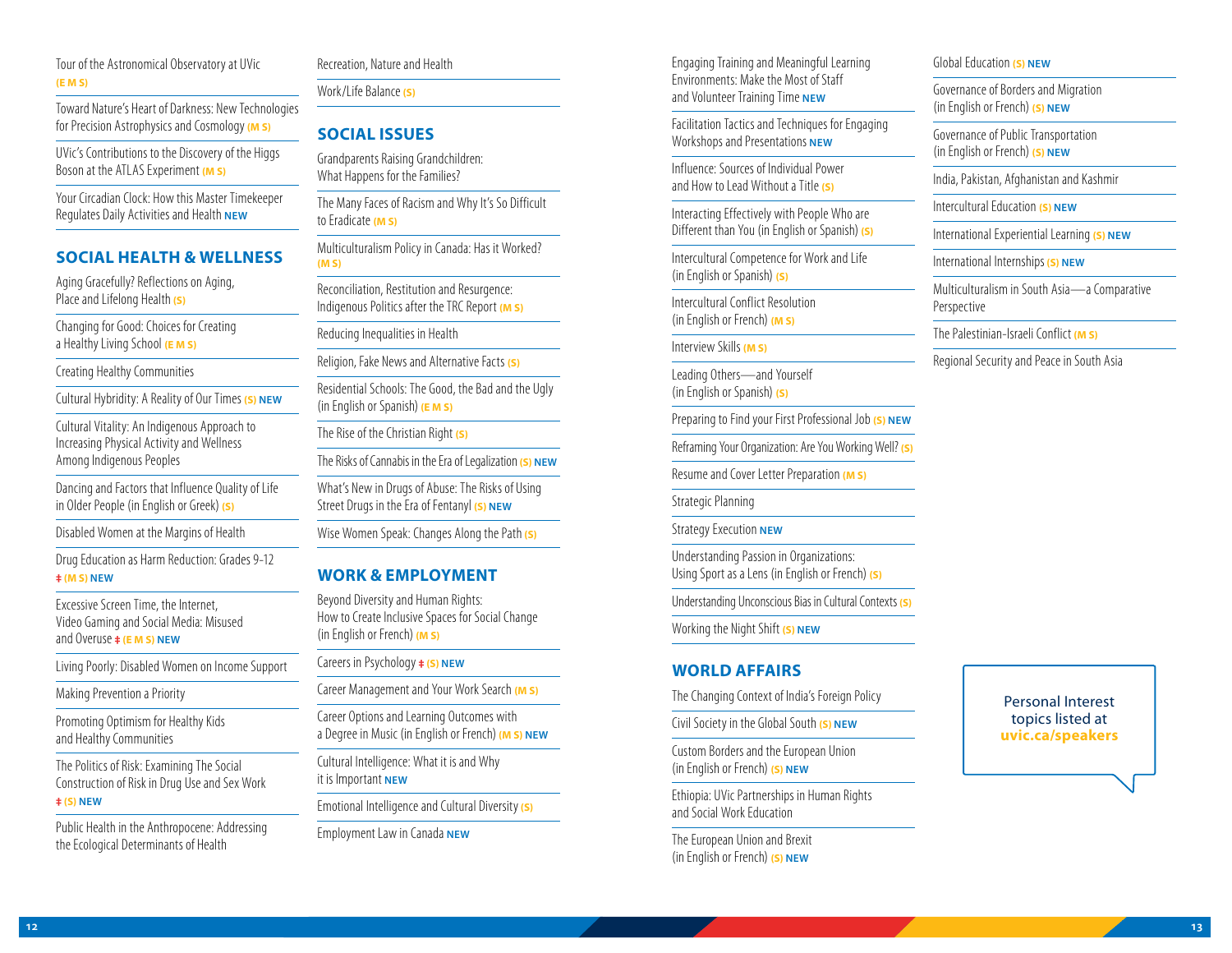Tour of the Astronomical Observatory at UVic (E M S)

Toward Nature's Heart of Darkness: New Technologies for Precision Astrophysics and Cosmology (M S)

UVic's Contributions to the Discovery of the Higgs Boson at the ATLAS Experiment (M S)

Your Circadian Clock: How this Master Timekeeper Regulates Daily Activities and Health NEW

## SOCIAL HEALTH & WELLNESS

Aging Gracefully? Reflections on Aging, Place and Lifelong Health (S)

Changing for Good: Choices for Creating a Healthy Living School (E M S)

Creating Healthy Communities

Cultural Hybridity: A Reality of Our Times (S) NEW

Cultural Vitality: An Indigenous Approach to Increasing Physical Activity and Wellness Among Indigenous Peoples

Dancing and Factors that Influence Quality of Life in Older People (in English or Greek) (S)

Disabled Women at the Margins of Health

Drug Education as Harm Reduction: Grades 9-12 ǂ (M S) NEW

Excessive Screen Time, the Internet, Video Gaming and Social Media: Misused and Overuse ǂ (E M S) NEW

Living Poorly: Disabled Women on Income Support

Making Prevention a Priority

Promoting Optimism for Healthy Kids and Healthy Communities

The Politics of Risk: Examining The Social Construction of Risk in Drug Use and Sex Work ǂ (S) NEW

Public Health in the Anthropocene: Addressing the Ecological Determinants of Health

Recreation, Nature and Health

Work/Life Balance (S)

## SOCIAL ISSUES

Grandparents Raising Grandchildren: What Happens for the Families?

The Many Faces of Racism and Why It's So Difficult to Eradicate (M S)

Multiculturalism Policy in Canada: Has it Worked? (M S)

Reconciliation, Restitution and Resurgence: Indigenous Politics after the TRC Report (M S)

Reducing Inequalities in Health

Religion, Fake News and Alternative Facts (S)

Residential Schools: The Good, the Bad and the Ugly (in English or Spanish) (E M S)

The Rise of the Christian Right (S)

The Risks of Cannabis in the Era of Legalization (S) NEW

What's New in Drugs of Abuse: The Risks of Using Street Drugs in the Era of Fentanyl (S) NEW

Wise Women Speak: Changes Along the Path (S)

## WORK & EMPLOYMENT

Beyond Diversity and Human Rights: How to Create Inclusive Spaces for Social Change (in English or French) (M S)

Careers in Psychology ǂ (S) NEW

Career Management and Your Work Search (M S)

Career Options and Learning Outcomes with a Degree in Music (in English or French) (M S) NEW

Cultural Intelligence: What it is and Why it is Important NEW

Emotional Intelligence and Cultural Diversity (S)

Employment Law in Canada NEW

Engaging Training and Meaningful Learning Environments: Make the Most of Staff and Volunteer Training Time NEW

Facilitation Tactics and Techniques for Engaging Workshops and Presentations NEW

Influence: Sources of Individual Power and How to Lead Without a Title (S)

Interacting Effectively with People Who are Different than You (in English or Spanish) (S)

Intercultural Competence for Work and Life (in English or Spanish) (S)

Intercultural Conflict Resolution (in English or French) (M S)

Interview Skills (M S)

Leading Others—and Yourself (in English or Spanish) (S)

Preparing to Find your First Professional Job (S) NEW

Reframing Your Organization: Are You Working Well? (S)

Resume and Cover Letter Preparation (M S)

Strategic Planning

Strategy Execution NEW

Understanding Passion in Organizations: Using Sport as a Lens (in English or French) (S)

Understanding Unconscious Bias in Cultural Contexts (S)

Working the Night Shift (S) NEW

## WORLD AFFAIRS

The Changing Context of India's Foreign Policy

Civil Society in the Global South (S) NEW

Custom Borders and the European Union (in English or French) (S) NEW

Ethiopia: UVic Partnerships in Human Rights and Social Work Education

The European Union and Brexit (in English or French) (S) NEW

Global Education (S) NEW

Governance of Borders and Migration (in English or French) (S) NEW

Governance of Public Transportation (in English or French) (S) NEW

India, Pakistan, Afghanistan and Kashmir

Intercultural Education (S) NEW

International Experiential Learning (S) NEW

International Internships (S) NEW

Multiculturalism in South Asia—a Comparative Perspective

The Palestinian-Israeli Conflict (M S)

Regional Security and Peace in South Asia

Personal Interest topics listed at **uvic.ca/speakers**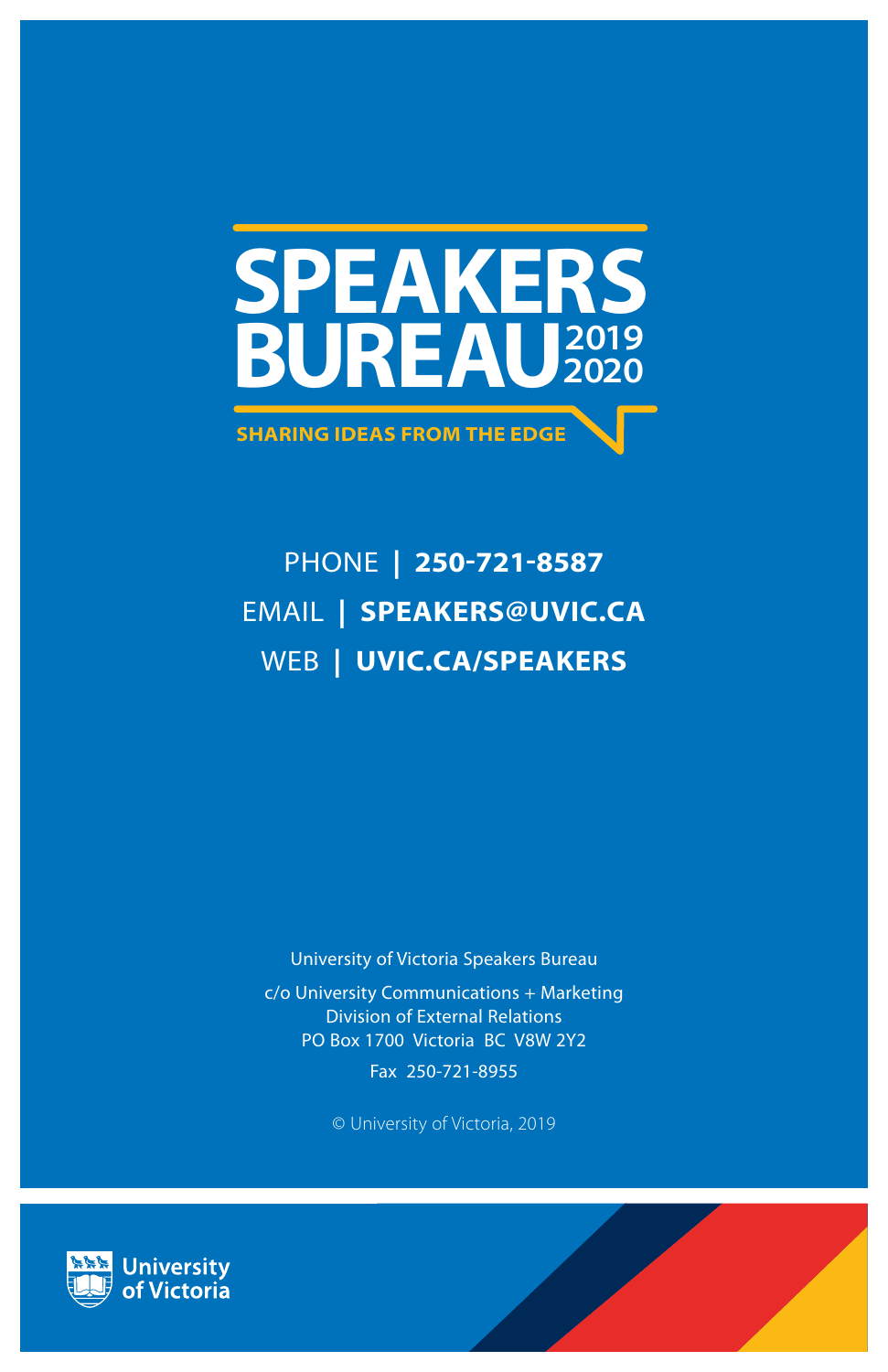# SPEAKERS BUREAU 2019 2020

**SHARING IDEAS FROM THE EDGE**

PHONE | **250-721-8587**

EMAIL | **SPEAKERS@UVIC.CA**

WEB | **UVIC.CA/SPEAKERS**

University of Victoria Speakers Bureau

c/o University Communications + Marketing
Division of External Relations
PO Box 1700 Victoria BC V8W 2Y2

Fax 250-721-8955

© University of Victoria, 2019

University of Victoria